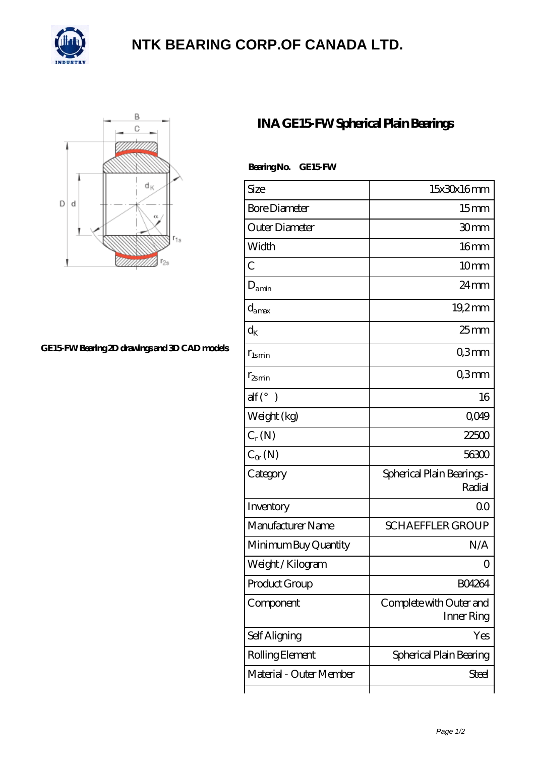# NTK BEARING CORP.OF CANADA LTD.

GE15-FW Bearing 2D drawings and 3D CAD models

## INA GE15-FW Spherical Plain Bearings

**Bearing No. GE15-FW**

| Size | 15x30x16 mm |
|---|---|
| Bore Diameter | 15 mm |
| Outer Diameter | 30 mm |
| Width | 16 mm |
| C | 10 mm |
| $D_{amin}$ | 24 mm |
| $d_{amax}$ | 19,2 mm |
| $d_K$ | 25 mm |
| $r_{1smin}$ | 0,3 mm |
| $r_{2smin}$ | 0,3 mm |
| alf (°) | 16 |
| Weight (kg) | 0,049 |
| $C_r$ (N) | 22500 |
| $C_{0r}$ (N) | 56300 |
| Category | Spherical Plain Bearings - Radial |
| Inventory | 0.0 |
| Manufacturer Name | SCHAEFFLER GROUP |
| Minimum Buy Quantity | N/A |
| Weight / Kilogram | 0 |
| Product Group | B04264 |
| Component | Complete with Outer and Inner Ring |
| Self Aligning | Yes |
| Rolling Element | Spherical Plain Bearing |
| Material - Outer Member | Steel |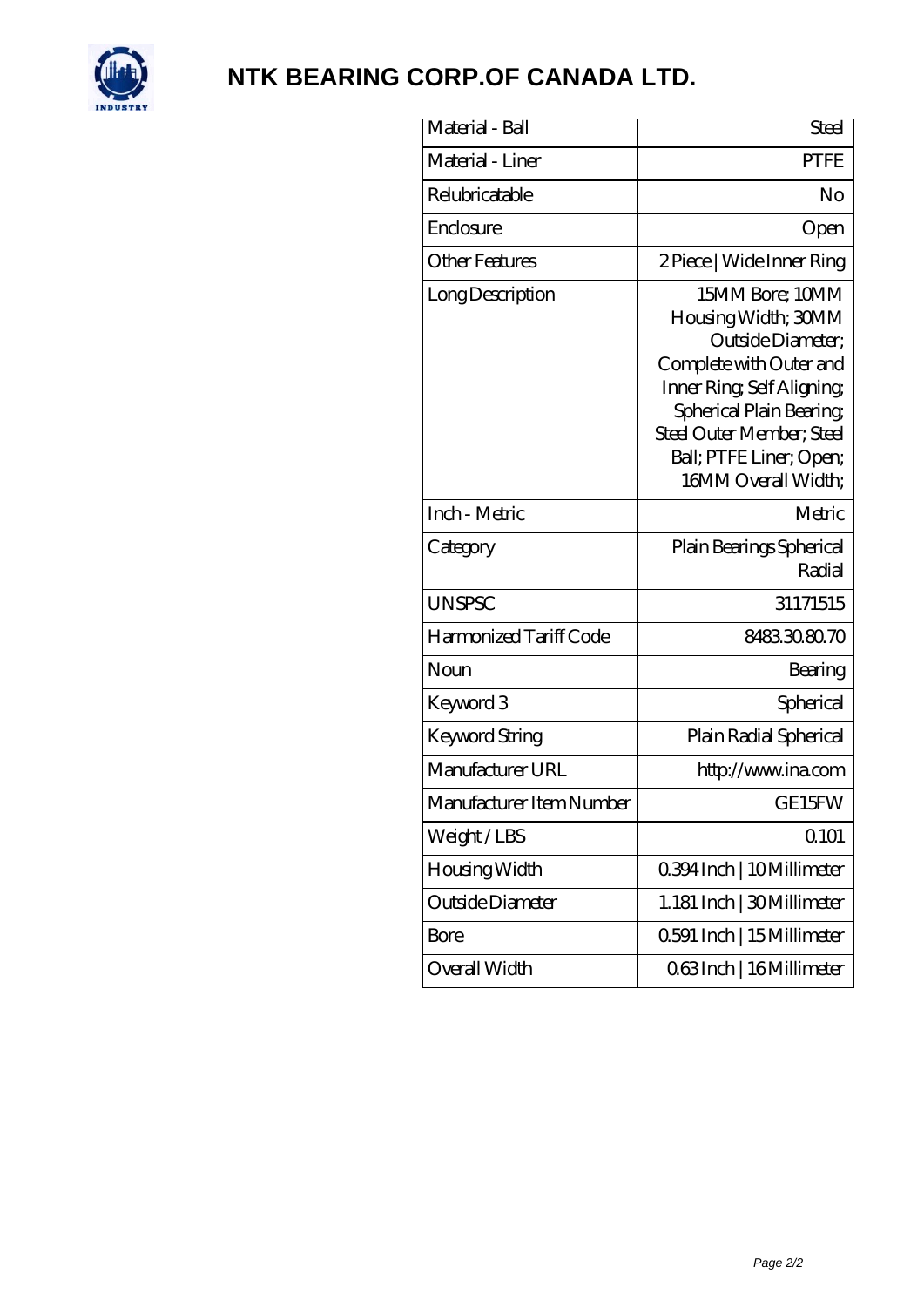# NTK BEARING CORP.OF CANADA LTD.

| | |
|---|---|
| Material - Ball | Steel |
| Material - Liner | PTFE |
| Relubricatable | No |
| Enclosure | Open |
| Other Features | 2 Piece \| Wide Inner Ring |
| Long Description | 15MM Bore; 10MM Housing Width; 30MM Outside Diameter; Complete with Outer and Inner Ring; Self Aligning; Spherical Plain Bearing; Steel Outer Member; Steel Ball; PTFE Liner; Open; 16MM Overall Width; |
| Inch - Metric | Metric |
| Category | Plain Bearings Spherical Radial |
| UNSPSC | 31171515 |
| Harmonized Tariff Code | 8483.30.80.70 |
| Noun | Bearing |
| Keyword 3 | Spherical |
| Keyword String | Plain Radial Spherical |
| Manufacturer URL | http://www.ina.com |
| Manufacturer Item Number | GE15FW |
| Weight / LBS | 0.101 |
| Housing Width | 0.394 Inch \| 10 Millimeter |
| Outside Diameter | 1.181 Inch \| 30 Millimeter |
| Bore | 0.591 Inch \| 15 Millimeter |
| Overall Width | 0.63 Inch \| 16 Millimeter |